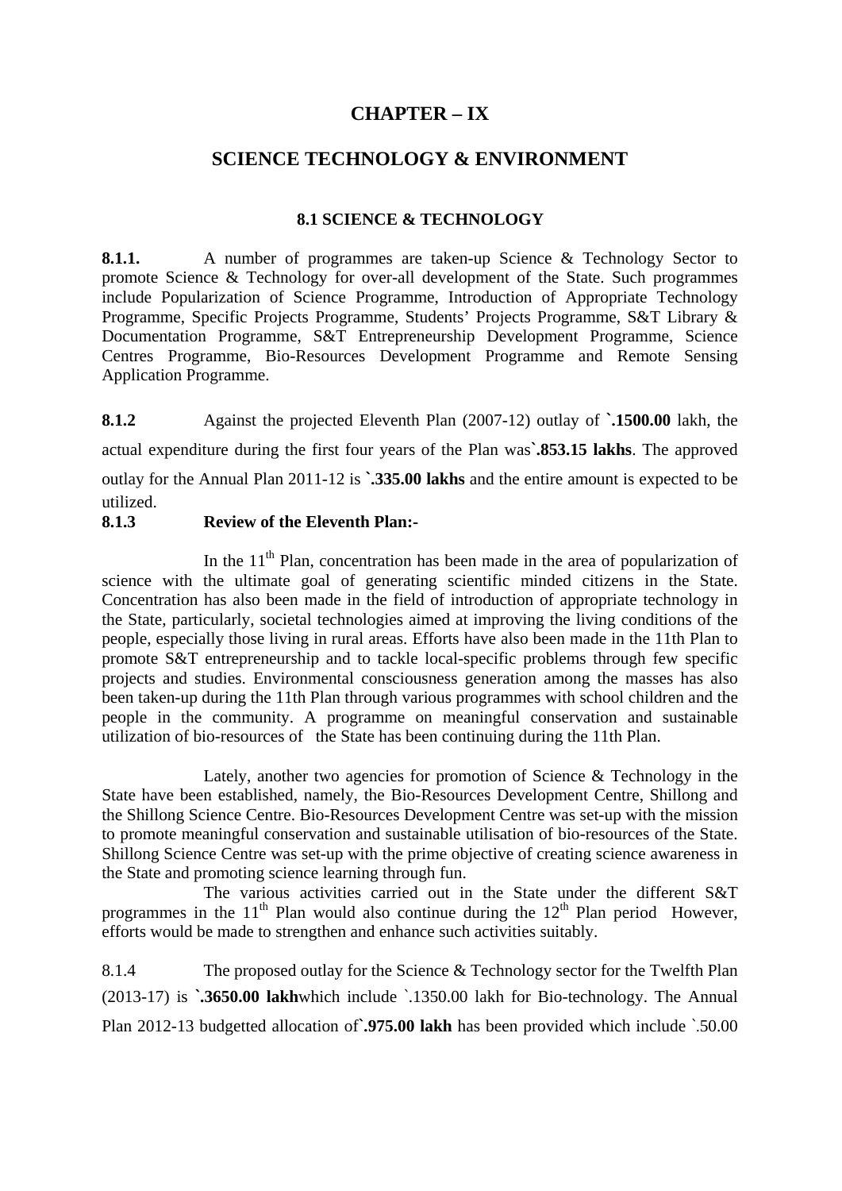# CHAPTER – IX

# SCIENCE TECHNOLOGY & ENVIRONMENT

### 8.1 SCIENCE & TECHNOLOGY

**8.1.1.** A number of programmes are taken-up Science & Technology Sector to promote Science & Technology for over-all development of the State. Such programmes include Popularization of Science Programme, Introduction of Appropriate Technology Programme, Specific Projects Programme, Students' Projects Programme, S&T Library & Documentation Programme, S&T Entrepreneurship Development Programme, Science Centres Programme, Bio-Resources Development Programme and Remote Sensing Application Programme.

**8.1.2** Against the projected Eleventh Plan (2007-12) outlay of **`.1500.00** lakh, the actual expenditure during the first four years of the Plan was**`.853.15 lakhs**. The approved outlay for the Annual Plan 2011-12 is **`.335.00 lakhs** and the entire amount is expected to be utilized.

**8.1.3 Review of the Eleventh Plan:-**

In the 11th Plan, concentration has been made in the area of popularization of science with the ultimate goal of generating scientific minded citizens in the State. Concentration has also been made in the field of introduction of appropriate technology in the State, particularly, societal technologies aimed at improving the living conditions of the people, especially those living in rural areas. Efforts have also been made in the 11th Plan to promote S&T entrepreneurship and to tackle local-specific problems through few specific projects and studies. Environmental consciousness generation among the masses has also been taken-up during the 11th Plan through various programmes with school children and the people in the community. A programme on meaningful conservation and sustainable utilization of bio-resources of the State has been continuing during the 11th Plan.

Lately, another two agencies for promotion of Science & Technology in the State have been established, namely, the Bio-Resources Development Centre, Shillong and the Shillong Science Centre. Bio-Resources Development Centre was set-up with the mission to promote meaningful conservation and sustainable utilisation of bio-resources of the State. Shillong Science Centre was set-up with the prime objective of creating science awareness in the State and promoting science learning through fun.

The various activities carried out in the State under the different S&T programmes in the 11th Plan would also continue during the 12th Plan period However, efforts would be made to strengthen and enhance such activities suitably.

8.1.4 The proposed outlay for the Science & Technology sector for the Twelfth Plan (2013-17) is **`.3650.00 lakh**which include `.1350.00 lakh for Bio-technology. The Annual Plan 2012-13 budgetted allocation of**`.975.00 lakh** has been provided which include `.50.00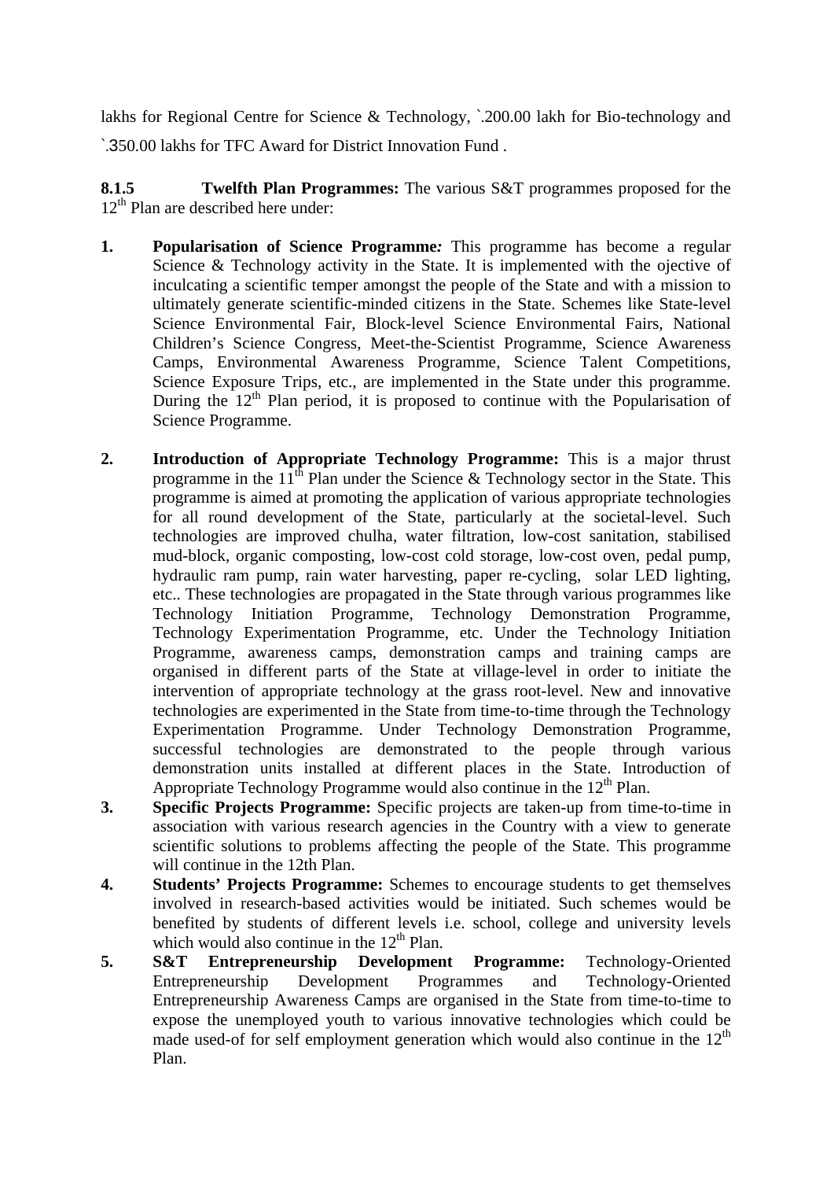lakhs for Regional Centre for Science & Technology, `.200.00 lakh for Bio-technology and `.350.00 lakhs for TFC Award for District Innovation Fund .

**8.1.5 Twelfth Plan Programmes:** The various S&T programmes proposed for the 12th Plan are described here under:

1. **Popularisation of Science Programme*:*** This programme has become a regular Science & Technology activity in the State. It is implemented with the ojective of inculcating a scientific temper amongst the people of the State and with a mission to ultimately generate scientific-minded citizens in the State. Schemes like State-level Science Environmental Fair, Block-level Science Environmental Fairs, National Children's Science Congress, Meet-the-Scientist Programme, Science Awareness Camps, Environmental Awareness Programme, Science Talent Competitions, Science Exposure Trips, etc., are implemented in the State under this programme. During the 12th Plan period, it is proposed to continue with the Popularisation of Science Programme.

2. **Introduction of Appropriate Technology Programme:** This is a major thrust programme in the 11th Plan under the Science & Technology sector in the State. This programme is aimed at promoting the application of various appropriate technologies for all round development of the State, particularly at the societal-level. Such technologies are improved chulha, water filtration, low-cost sanitation, stabilised mud-block, organic composting, low-cost cold storage, low-cost oven, pedal pump, hydraulic ram pump, rain water harvesting, paper re-cycling, solar LED lighting, etc.. These technologies are propagated in the State through various programmes like Technology Initiation Programme, Technology Demonstration Programme, Technology Experimentation Programme, etc. Under the Technology Initiation Programme, awareness camps, demonstration camps and training camps are organised in different parts of the State at village-level in order to initiate the intervention of appropriate technology at the grass root-level. New and innovative technologies are experimented in the State from time-to-time through the Technology Experimentation Programme. Under Technology Demonstration Programme, successful technologies are demonstrated to the people through various demonstration units installed at different places in the State. Introduction of Appropriate Technology Programme would also continue in the 12th Plan.

3. **Specific Projects Programme:** Specific projects are taken-up from time-to-time in association with various research agencies in the Country with a view to generate scientific solutions to problems affecting the people of the State. This programme will continue in the 12th Plan.

4. **Students' Projects Programme:** Schemes to encourage students to get themselves involved in research-based activities would be initiated. Such schemes would be benefited by students of different levels i.e. school, college and university levels which would also continue in the 12th Plan.

5. **S&T Entrepreneurship Development Programme:** Technology-Oriented Entrepreneurship Development Programmes and Technology-Oriented Entrepreneurship Awareness Camps are organised in the State from time-to-time to expose the unemployed youth to various innovative technologies which could be made used-of for self employment generation which would also continue in the 12th Plan.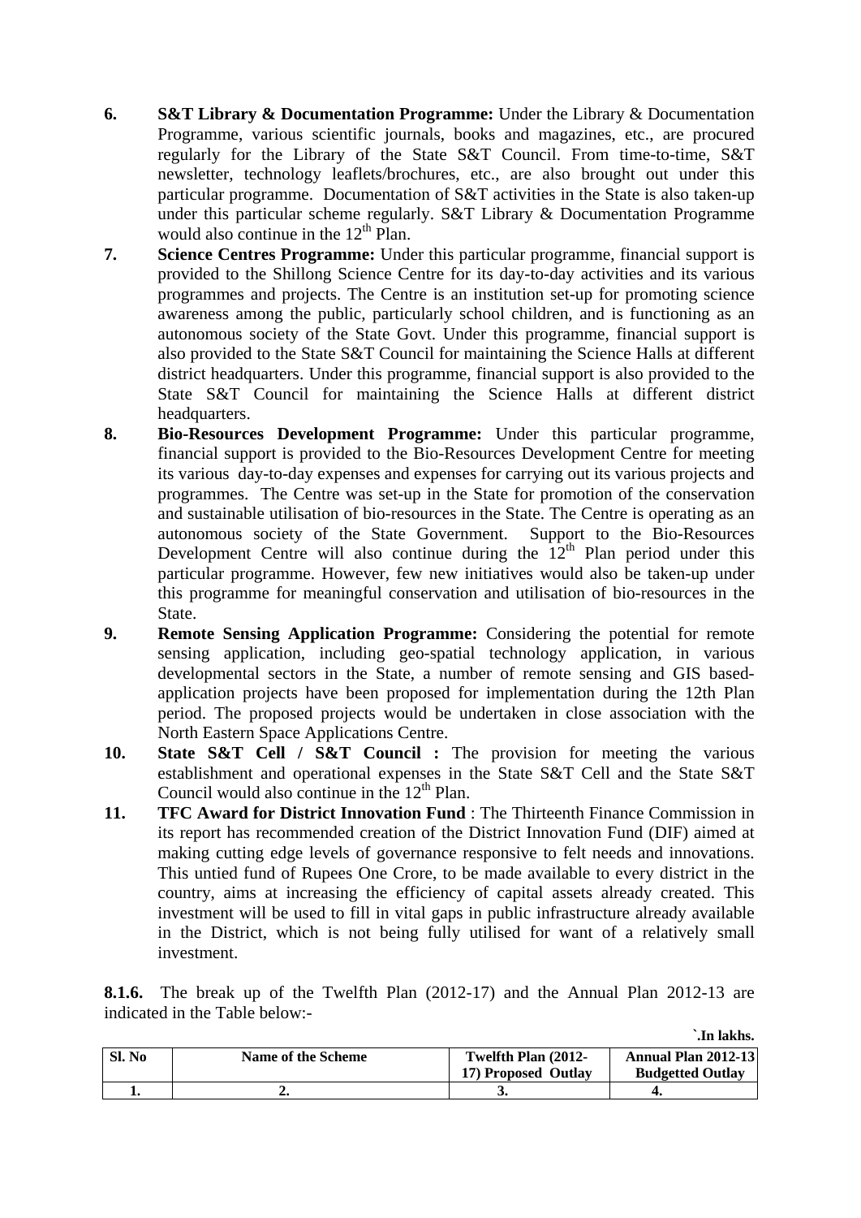6. **S&T Library & Documentation Programme:** Under the Library & Documentation Programme, various scientific journals, books and magazines, etc., are procured regularly for the Library of the State S&T Council. From time-to-time, S&T newsletter, technology leaflets/brochures, etc., are also brought out under this particular programme. Documentation of S&T activities in the State is also taken-up under this particular scheme regularly. S&T Library & Documentation Programme would also continue in the 12th Plan.

7. **Science Centres Programme:** Under this particular programme, financial support is provided to the Shillong Science Centre for its day-to-day activities and its various programmes and projects. The Centre is an institution set-up for promoting science awareness among the public, particularly school children, and is functioning as an autonomous society of the State Govt. Under this programme, financial support is also provided to the State S&T Council for maintaining the Science Halls at different district headquarters. Under this programme, financial support is also provided to the State S&T Council for maintaining the Science Halls at different district headquarters.

8. **Bio-Resources Development Programme:** Under this particular programme, financial support is provided to the Bio-Resources Development Centre for meeting its various day-to-day expenses and expenses for carrying out its various projects and programmes. The Centre was set-up in the State for promotion of the conservation and sustainable utilisation of bio-resources in the State. The Centre is operating as an autonomous society of the State Government. Support to the Bio-Resources Development Centre will also continue during the 12th Plan period under this particular programme. However, few new initiatives would also be taken-up under this programme for meaningful conservation and utilisation of bio-resources in the State.

9. **Remote Sensing Application Programme:** Considering the potential for remote sensing application, including geo-spatial technology application, in various developmental sectors in the State, a number of remote sensing and GIS based-application projects have been proposed for implementation during the 12th Plan period. The proposed projects would be undertaken in close association with the North Eastern Space Applications Centre.

10. **State S&T Cell / S&T Council :** The provision for meeting the various establishment and operational expenses in the State S&T Cell and the State S&T Council would also continue in the 12th Plan.

11. **TFC Award for District Innovation Fund** : The Thirteenth Finance Commission in its report has recommended creation of the District Innovation Fund (DIF) aimed at making cutting edge levels of governance responsive to felt needs and innovations. This untied fund of Rupees One Crore, to be made available to every district in the country, aims at increasing the efficiency of capital assets already created. This investment will be used to fill in vital gaps in public infrastructure already available in the District, which is not being fully utilised for want of a relatively small investment.

**8.1.6.** The break up of the Twelfth Plan (2012-17) and the Annual Plan 2012-13 are indicated in the Table below:-

**`.In lakhs.**

| Sl. No | Name of the Scheme | Twelfth Plan (2012-17) Proposed Outlay | Annual Plan 2012-13 Budgetted Outlay |
|---|---|---|---|
| 1. | 2. | 3. | 4. |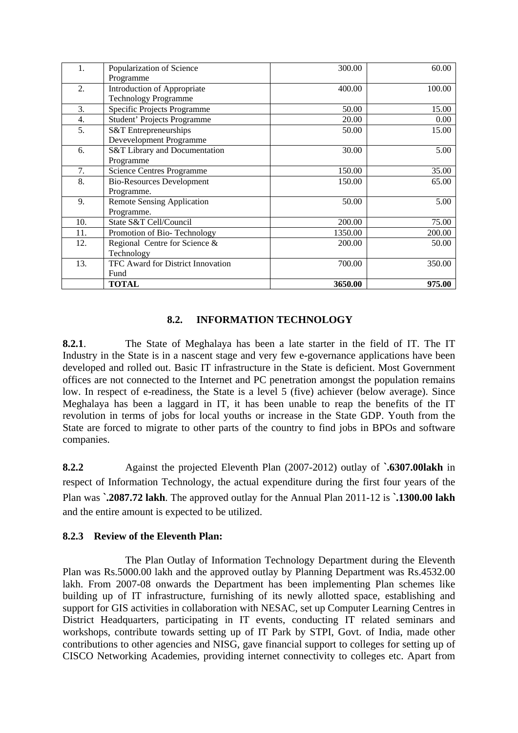| | | | |
|---|---|---|---|
| 1. | Popularization of Science Programme | 300.00 | 60.00 |
| 2. | Introduction of Appropriate Technology Programme | 400.00 | 100.00 |
| 3. | Specific Projects Programme | 50.00 | 15.00 |
| 4. | Student' Projects Programme | 20.00 | 0.00 |
| 5. | S&T Entrepreneurships Devevelopment Programme | 50.00 | 15.00 |
| 6. | S&T Library and Documentation Programme | 30.00 | 5.00 |
| 7. | Science Centres Programme | 150.00 | 35.00 |
| 8. | Bio-Resources Development Programme. | 150.00 | 65.00 |
| 9. | Remote Sensing Application Programme. | 50.00 | 5.00 |
| 10. | State S&T Cell/Council | 200.00 | 75.00 |
| 11. | Promotion of Bio- Technology | 1350.00 | 200.00 |
| 12. | Regional Centre for Science & Technology | 200.00 | 50.00 |
| 13. | TFC Award for District Innovation Fund | 700.00 | 350.00 |
| | **TOTAL** | **3650.00** | **975.00** |

## 8.2. INFORMATION TECHNOLOGY

**8.2.1**. The State of Meghalaya has been a late starter in the field of IT. The IT Industry in the State is in a nascent stage and very few e-governance applications have been developed and rolled out. Basic IT infrastructure in the State is deficient. Most Government offices are not connected to the Internet and PC penetration amongst the population remains low. In respect of e-readiness, the State is a level 5 (five) achiever (below average). Since Meghalaya has been a laggard in IT, it has been unable to reap the benefits of the IT revolution in terms of jobs for local youths or increase in the State GDP. Youth from the State are forced to migrate to other parts of the country to find jobs in BPOs and software companies.

**8.2.2** Against the projected Eleventh Plan (2007-2012) outlay of **`.6307.00lakh** in respect of Information Technology, the actual expenditure during the first four years of the Plan was **`.2087.72 lakh**. The approved outlay for the Annual Plan 2011-12 is **`.1300.00 lakh** and the entire amount is expected to be utilized.

### 8.2.3 Review of the Eleventh Plan:

The Plan Outlay of Information Technology Department during the Eleventh Plan was Rs.5000.00 lakh and the approved outlay by Planning Department was Rs.4532.00 lakh. From 2007-08 onwards the Department has been implementing Plan schemes like building up of IT infrastructure, furnishing of its newly allotted space, establishing and support for GIS activities in collaboration with NESAC, set up Computer Learning Centres in District Headquarters, participating in IT events, conducting IT related seminars and workshops, contribute towards setting up of IT Park by STPI, Govt. of India, made other contributions to other agencies and NISG, gave financial support to colleges for setting up of CISCO Networking Academies, providing internet connectivity to colleges etc. Apart from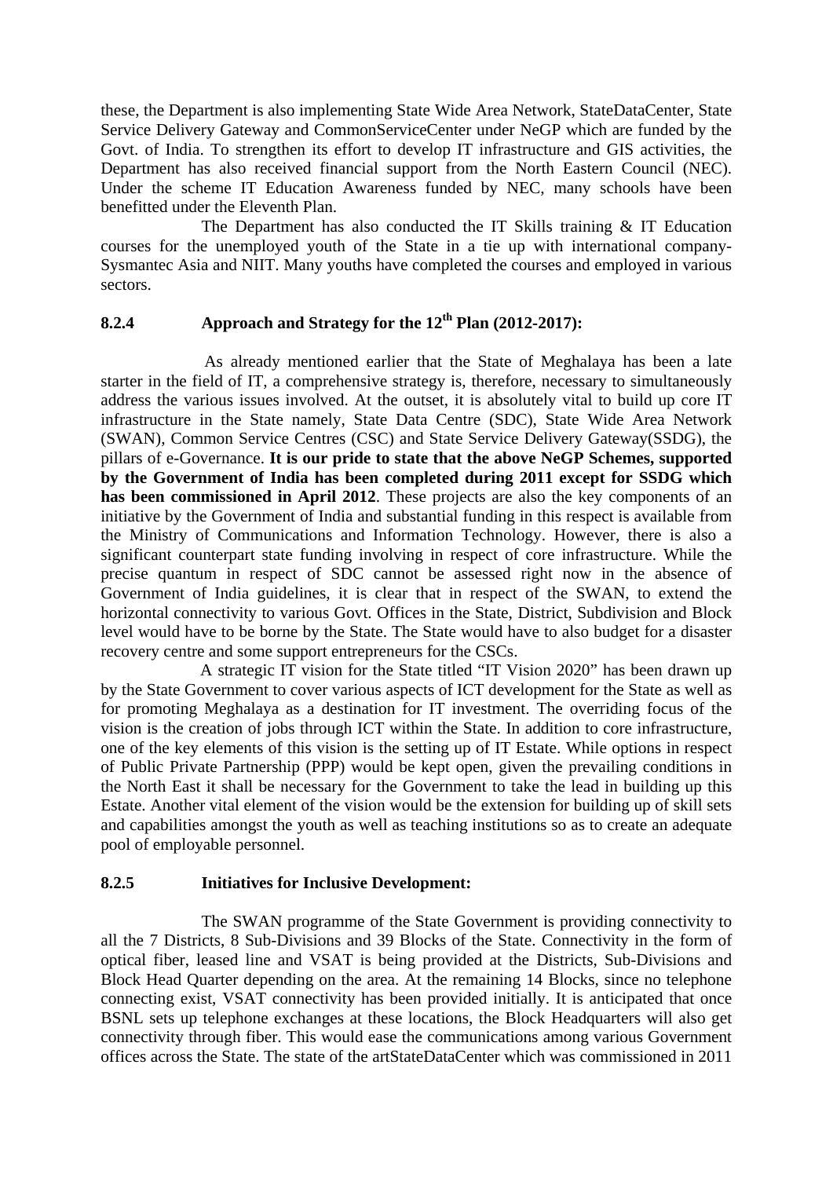these, the Department is also implementing State Wide Area Network, StateDataCenter, State Service Delivery Gateway and CommonServiceCenter under NeGP which are funded by the Govt. of India. To strengthen its effort to develop IT infrastructure and GIS activities, the Department has also received financial support from the North Eastern Council (NEC). Under the scheme IT Education Awareness funded by NEC, many schools have been benefitted under the Eleventh Plan.

The Department has also conducted the IT Skills training & IT Education courses for the unemployed youth of the State in a tie up with international company- Sysmantec Asia and NIIT. Many youths have completed the courses and employed in various sectors.

### 8.2.4 Approach and Strategy for the 12th Plan (2012-2017):

As already mentioned earlier that the State of Meghalaya has been a late starter in the field of IT, a comprehensive strategy is, therefore, necessary to simultaneously address the various issues involved. At the outset, it is absolutely vital to build up core IT infrastructure in the State namely, State Data Centre (SDC), State Wide Area Network (SWAN), Common Service Centres (CSC) and State Service Delivery Gateway(SSDG), the pillars of e-Governance. **It is our pride to state that the above NeGP Schemes, supported by the Government of India has been completed during 2011 except for SSDG which has been commissioned in April 2012**. These projects are also the key components of an initiative by the Government of India and substantial funding in this respect is available from the Ministry of Communications and Information Technology. However, there is also a significant counterpart state funding involving in respect of core infrastructure. While the precise quantum in respect of SDC cannot be assessed right now in the absence of Government of India guidelines, it is clear that in respect of the SWAN, to extend the horizontal connectivity to various Govt. Offices in the State, District, Subdivision and Block level would have to be borne by the State. The State would have to also budget for a disaster recovery centre and some support entrepreneurs for the CSCs.

A strategic IT vision for the State titled “IT Vision 2020” has been drawn up by the State Government to cover various aspects of ICT development for the State as well as for promoting Meghalaya as a destination for IT investment. The overriding focus of the vision is the creation of jobs through ICT within the State. In addition to core infrastructure, one of the key elements of this vision is the setting up of IT Estate. While options in respect of Public Private Partnership (PPP) would be kept open, given the prevailing conditions in the North East it shall be necessary for the Government to take the lead in building up this Estate. Another vital element of the vision would be the extension for building up of skill sets and capabilities amongst the youth as well as teaching institutions so as to create an adequate pool of employable personnel.

### 8.2.5 Initiatives for Inclusive Development:

The SWAN programme of the State Government is providing connectivity to all the 7 Districts, 8 Sub-Divisions and 39 Blocks of the State. Connectivity in the form of optical fiber, leased line and VSAT is being provided at the Districts, Sub-Divisions and Block Head Quarter depending on the area. At the remaining 14 Blocks, since no telephone connecting exist, VSAT connectivity has been provided initially. It is anticipated that once BSNL sets up telephone exchanges at these locations, the Block Headquarters will also get connectivity through fiber. This would ease the communications among various Government offices across the State. The state of the artStateDataCenter which was commissioned in 2011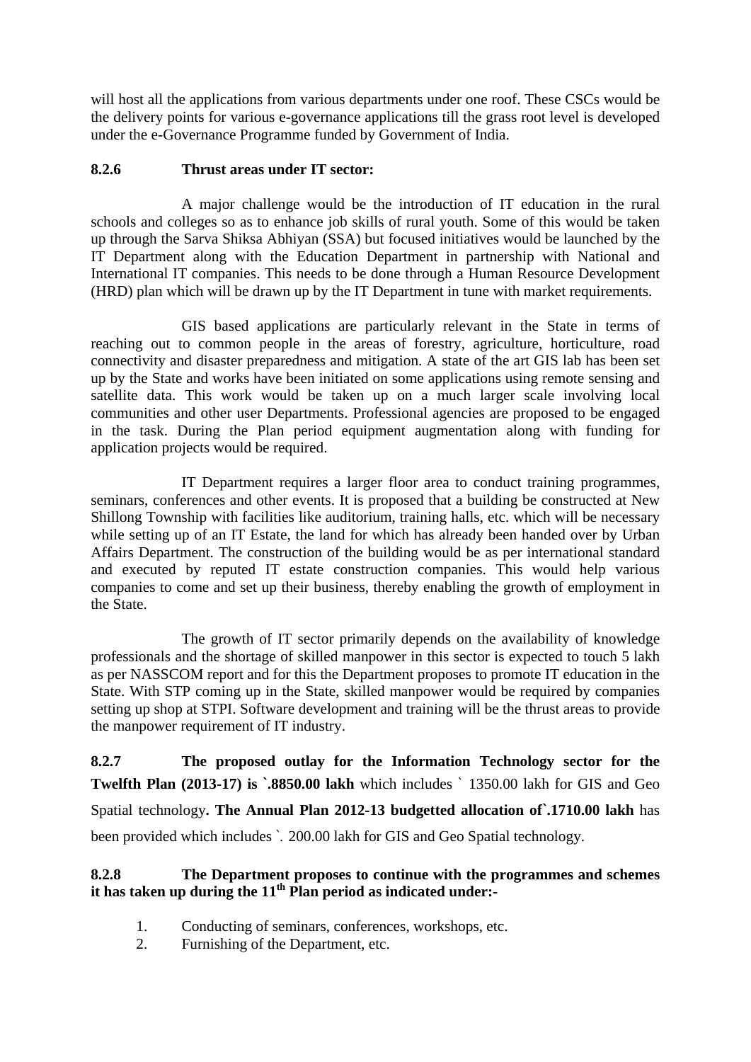will host all the applications from various departments under one roof. These CSCs would be the delivery points for various e-governance applications till the grass root level is developed under the e-Governance Programme funded by Government of India.

**8.2.6 Thrust areas under IT sector:**

A major challenge would be the introduction of IT education in the rural schools and colleges so as to enhance job skills of rural youth. Some of this would be taken up through the Sarva Shiksa Abhiyan (SSA) but focused initiatives would be launched by the IT Department along with the Education Department in partnership with National and International IT companies. This needs to be done through a Human Resource Development (HRD) plan which will be drawn up by the IT Department in tune with market requirements.

GIS based applications are particularly relevant in the State in terms of reaching out to common people in the areas of forestry, agriculture, horticulture, road connectivity and disaster preparedness and mitigation. A state of the art GIS lab has been set up by the State and works have been initiated on some applications using remote sensing and satellite data. This work would be taken up on a much larger scale involving local communities and other user Departments. Professional agencies are proposed to be engaged in the task. During the Plan period equipment augmentation along with funding for application projects would be required.

IT Department requires a larger floor area to conduct training programmes, seminars, conferences and other events. It is proposed that a building be constructed at New Shillong Township with facilities like auditorium, training halls, etc. which will be necessary while setting up of an IT Estate, the land for which has already been handed over by Urban Affairs Department. The construction of the building would be as per international standard and executed by reputed IT estate construction companies. This would help various companies to come and set up their business, thereby enabling the growth of employment in the State.

The growth of IT sector primarily depends on the availability of knowledge professionals and the shortage of skilled manpower in this sector is expected to touch 5 lakh as per NASSCOM report and for this the Department proposes to promote IT education in the State. With STP coming up in the State, skilled manpower would be required by companies setting up shop at STPI. Software development and training will be the thrust areas to provide the manpower requirement of IT industry.

**8.2.7 The proposed outlay for the Information Technology sector for the Twelfth Plan (2013-17) is `.8850.00 lakh** which includes ` 1350.00 lakh for GIS and Geo Spatial technology**. The Annual Plan 2012-13 budgetted allocation of`.1710.00 lakh** has been provided which includes `. 200.00 lakh for GIS and Geo Spatial technology.

**8.2.8 The Department proposes to continue with the programmes and schemes it has taken up during the 11th Plan period as indicated under:-**

1. Conducting of seminars, conferences, workshops, etc.
2. Furnishing of the Department, etc.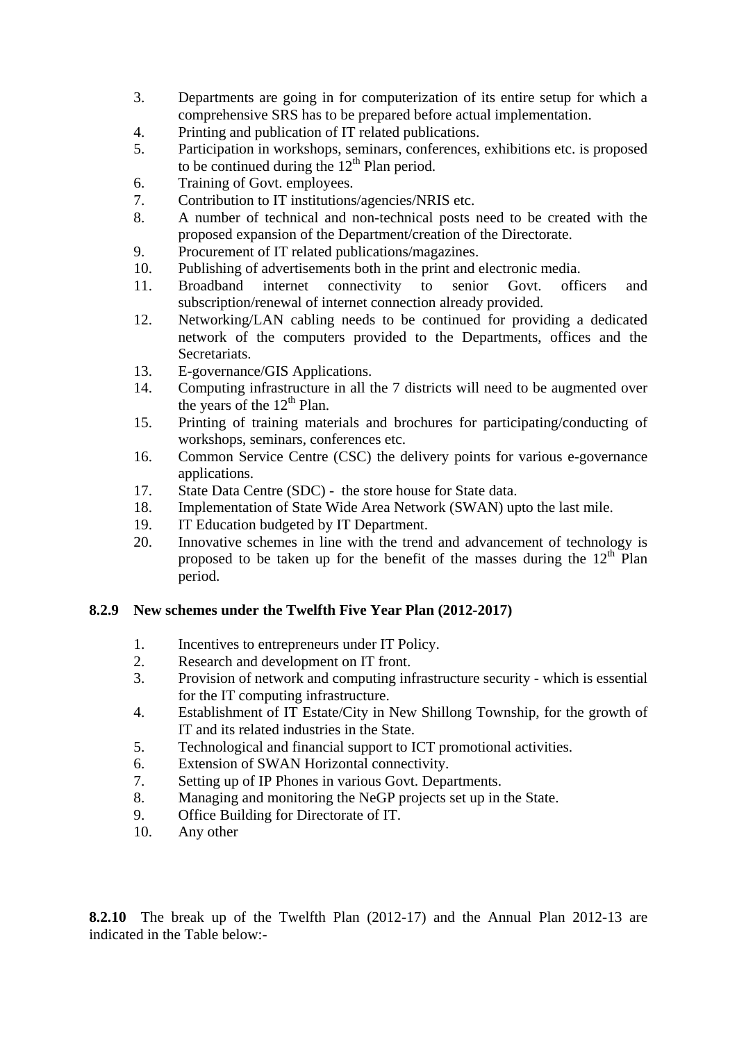3. Departments are going in for computerization of its entire setup for which a comprehensive SRS has to be prepared before actual implementation.
4. Printing and publication of IT related publications.
5. Participation in workshops, seminars, conferences, exhibitions etc. is proposed to be continued during the $12^{th}$ Plan period.
6. Training of Govt. employees.
7. Contribution to IT institutions/agencies/NRIS etc.
8. A number of technical and non-technical posts need to be created with the proposed expansion of the Department/creation of the Directorate.
9. Procurement of IT related publications/magazines.
10. Publishing of advertisements both in the print and electronic media.
11. Broadband internet connectivity to senior Govt. officers and subscription/renewal of internet connection already provided.
12. Networking/LAN cabling needs to be continued for providing a dedicated network of the computers provided to the Departments, offices and the Secretariats.
13. E-governance/GIS Applications.
14. Computing infrastructure in all the 7 districts will need to be augmented over the years of the $12^{th}$ Plan.
15. Printing of training materials and brochures for participating/conducting of workshops, seminars, conferences etc.
16. Common Service Centre (CSC) the delivery points for various e-governance applications.
17. State Data Centre (SDC) - the store house for State data.
18. Implementation of State Wide Area Network (SWAN) upto the last mile.
19. IT Education budgeted by IT Department.
20. Innovative schemes in line with the trend and advancement of technology is proposed to be taken up for the benefit of the masses during the $12^{th}$ Plan period.

### 8.2.9 New schemes under the Twelfth Five Year Plan (2012-2017)

1. Incentives to entrepreneurs under IT Policy.
2. Research and development on IT front.
3. Provision of network and computing infrastructure security - which is essential for the IT computing infrastructure.
4. Establishment of IT Estate/City in New Shillong Township, for the growth of IT and its related industries in the State.
5. Technological and financial support to ICT promotional activities.
6. Extension of SWAN Horizontal connectivity.
7. Setting up of IP Phones in various Govt. Departments.
8. Managing and monitoring the NeGP projects set up in the State.
9. Office Building for Directorate of IT.
10. Any other

**8.2.10** The break up of the Twelfth Plan (2012-17) and the Annual Plan 2012-13 are indicated in the Table below:-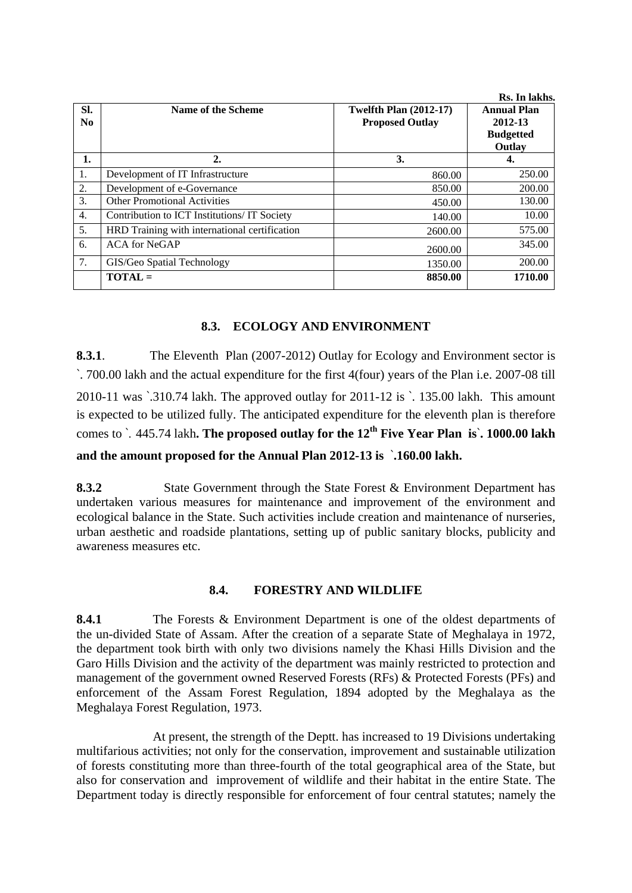Rs. In lakhs.

| Sl. No | Name of the Scheme | Twelfth Plan (2012-17) Proposed Outlay | Annual Plan 2012-13 Budgetted Outlay |
|---|---|---|---|
| **1.** | **2.** | **3.** | **4.** |
| 1. | Development of IT Infrastructure | 860.00 | 250.00 |
| 2. | Development of e-Governance | 850.00 | 200.00 |
| 3. | Other Promotional Activities | 450.00 | 130.00 |
| 4. | Contribution to ICT Institutions/ IT Society | 140.00 | 10.00 |
| 5. | HRD Training with international certification | 2600.00 | 575.00 |
| 6. | ACA for NeGAP | 2600.00 | 345.00 |
| 7. | GIS/Geo Spatial Technology | 1350.00 | 200.00 |
| | **TOTAL =** | **8850.00** | **1710.00** |

## 8.3. ECOLOGY AND ENVIRONMENT

**8.3.1**. The Eleventh Plan (2007-2012) Outlay for Ecology and Environment sector is `. 700.00 lakh and the actual expenditure for the first 4(four) years of the Plan i.e. 2007-08 till 2010-11 was `.310.74 lakh. The approved outlay for 2011-12 is `. 135.00 lakh. This amount is expected to be utilized fully. The anticipated expenditure for the eleventh plan is therefore comes to `. 445.74 lakh**. The proposed outlay for the 12th Five Year Plan is`. 1000.00 lakh and the amount proposed for the Annual Plan 2012-13 is `.160.00 lakh.**

**8.3.2** State Government through the State Forest & Environment Department has undertaken various measures for maintenance and improvement of the environment and ecological balance in the State. Such activities include creation and maintenance of nurseries, urban aesthetic and roadside plantations, setting up of public sanitary blocks, publicity and awareness measures etc.

## 8.4. FORESTRY AND WILDLIFE

**8.4.1** The Forests & Environment Department is one of the oldest departments of the un-divided State of Assam. After the creation of a separate State of Meghalaya in 1972, the department took birth with only two divisions namely the Khasi Hills Division and the Garo Hills Division and the activity of the department was mainly restricted to protection and management of the government owned Reserved Forests (RFs) & Protected Forests (PFs) and enforcement of the Assam Forest Regulation, 1894 adopted by the Meghalaya as the Meghalaya Forest Regulation, 1973.

At present, the strength of the Deptt. has increased to 19 Divisions undertaking multifarious activities; not only for the conservation, improvement and sustainable utilization of forests constituting more than three-fourth of the total geographical area of the State, but also for conservation and improvement of wildlife and their habitat in the entire State. The Department today is directly responsible for enforcement of four central statutes; namely the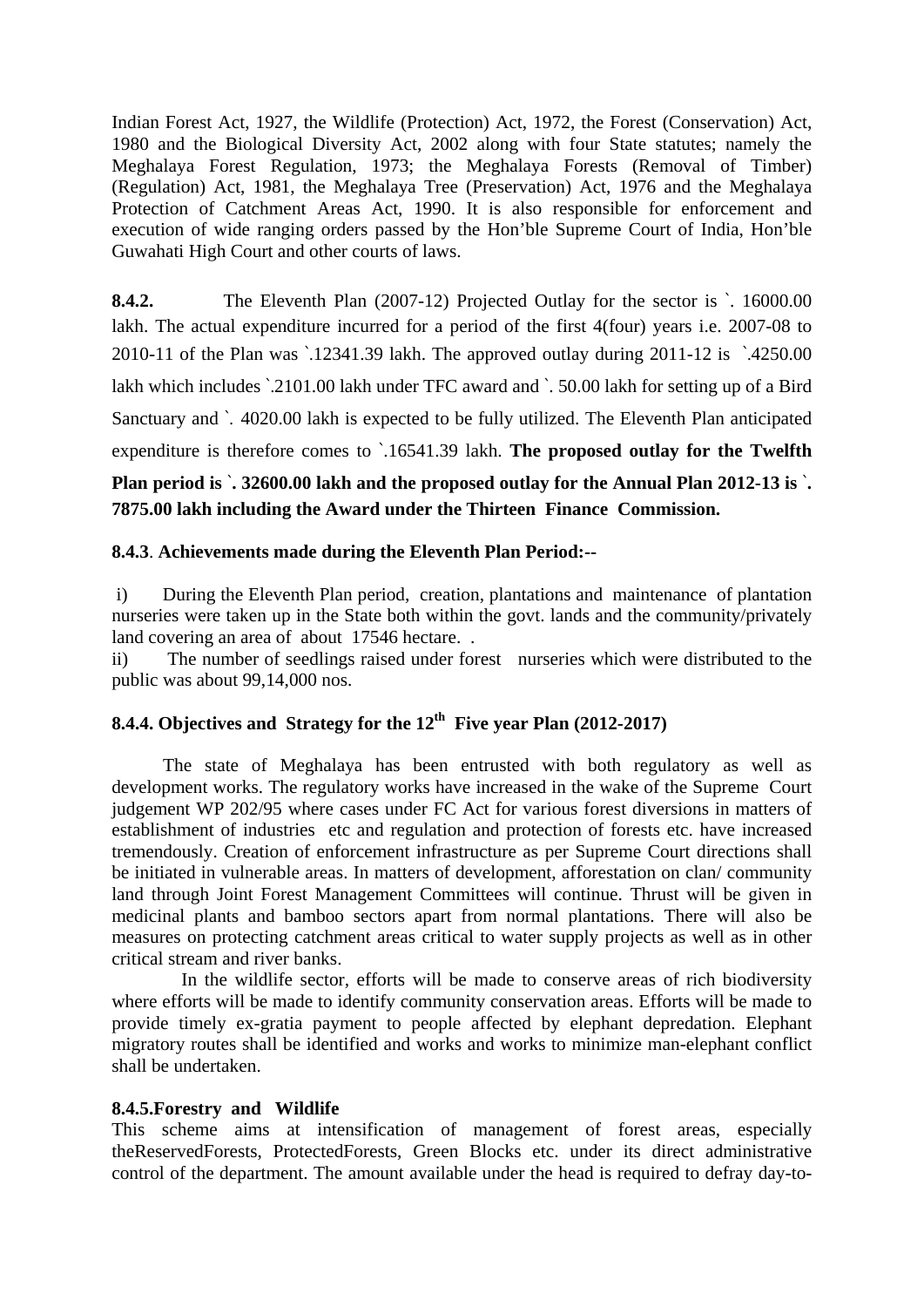Indian Forest Act, 1927, the Wildlife (Protection) Act, 1972, the Forest (Conservation) Act, 1980 and the Biological Diversity Act, 2002 along with four State statutes; namely the Meghalaya Forest Regulation, 1973; the Meghalaya Forests (Removal of Timber) (Regulation) Act, 1981, the Meghalaya Tree (Preservation) Act, 1976 and the Meghalaya Protection of Catchment Areas Act, 1990. It is also responsible for enforcement and execution of wide ranging orders passed by the Hon'ble Supreme Court of India, Hon'ble Guwahati High Court and other courts of laws.

**8.4.2.** The Eleventh Plan (2007-12) Projected Outlay for the sector is `. 16000.00 lakh. The actual expenditure incurred for a period of the first 4(four) years i.e. 2007-08 to 2010-11 of the Plan was `.12341.39 lakh. The approved outlay during 2011-12 is `.4250.00 lakh which includes `.2101.00 lakh under TFC award and `. 50.00 lakh for setting up of a Bird Sanctuary and `. 4020.00 lakh is expected to be fully utilized. The Eleventh Plan anticipated expenditure is therefore comes to `.16541.39 lakh. **The proposed outlay for the Twelfth Plan period is `. 32600.00 lakh and the proposed outlay for the Annual Plan 2012-13 is `. 7875.00 lakh including the Award under the Thirteen Finance Commission.**

**8.4.3**. **Achievements made during the Eleventh Plan Period:--**

i) During the Eleventh Plan period, creation, plantations and maintenance of plantation nurseries were taken up in the State both within the govt. lands and the community/privately land covering an area of about 17546 hectare. .

ii) The number of seedlings raised under forest nurseries which were distributed to the public was about 99,14,000 nos.

**8.4.4. Objectives and Strategy for the 12th Five year Plan (2012-2017)**

The state of Meghalaya has been entrusted with both regulatory as well as development works. The regulatory works have increased in the wake of the Supreme Court judgement WP 202/95 where cases under FC Act for various forest diversions in matters of establishment of industries etc and regulation and protection of forests etc. have increased tremendously. Creation of enforcement infrastructure as per Supreme Court directions shall be initiated in vulnerable areas. In matters of development, afforestation on clan/ community land through Joint Forest Management Committees will continue. Thrust will be given in medicinal plants and bamboo sectors apart from normal plantations. There will also be measures on protecting catchment areas critical to water supply projects as well as in other critical stream and river banks.

In the wildlife sector, efforts will be made to conserve areas of rich biodiversity where efforts will be made to identify community conservation areas. Efforts will be made to provide timely ex-gratia payment to people affected by elephant depredation. Elephant migratory routes shall be identified and works and works to minimize man-elephant conflict shall be undertaken.

**8.4.5.Forestry and Wildlife**

This scheme aims at intensification of management of forest areas, especially theReservedForests, ProtectedForests, Green Blocks etc. under its direct administrative control of the department. The amount available under the head is required to defray day-to-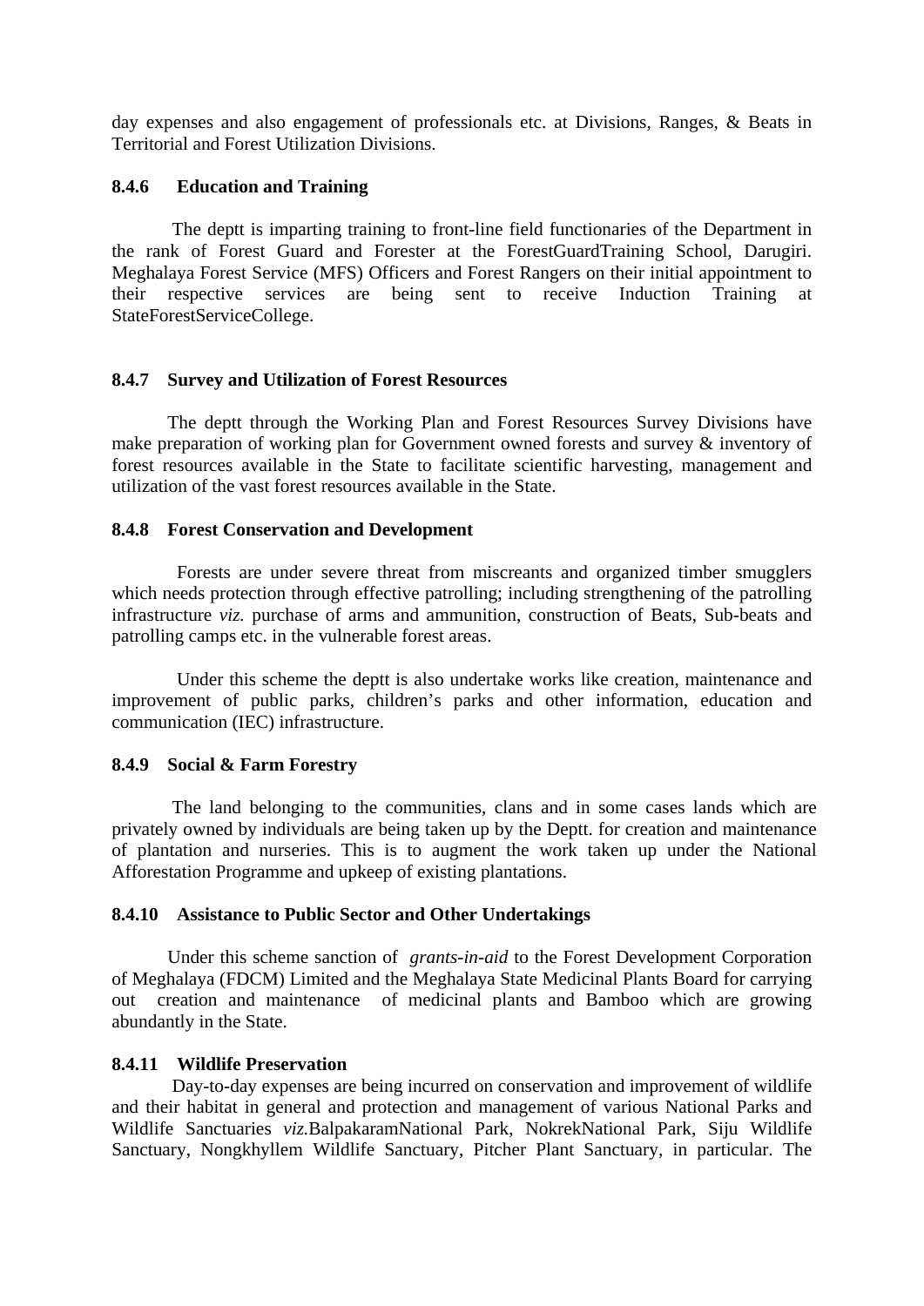day expenses and also engagement of professionals etc. at Divisions, Ranges, & Beats in Territorial and Forest Utilization Divisions.

**8.4.6 Education and Training**

The deptt is imparting training to front-line field functionaries of the Department in the rank of Forest Guard and Forester at the ForestGuardTraining School, Darugiri. Meghalaya Forest Service (MFS) Officers and Forest Rangers on their initial appointment to their respective services are being sent to receive Induction Training at StateForestServiceCollege.

**8.4.7 Survey and Utilization of Forest Resources**

The deptt through the Working Plan and Forest Resources Survey Divisions have make preparation of working plan for Government owned forests and survey & inventory of forest resources available in the State to facilitate scientific harvesting, management and utilization of the vast forest resources available in the State.

**8.4.8 Forest Conservation and Development**

Forests are under severe threat from miscreants and organized timber smugglers which needs protection through effective patrolling; including strengthening of the patrolling infrastructure *viz.* purchase of arms and ammunition, construction of Beats, Sub-beats and patrolling camps etc. in the vulnerable forest areas.

Under this scheme the deptt is also undertake works like creation, maintenance and improvement of public parks, children's parks and other information, education and communication (IEC) infrastructure.

**8.4.9 Social & Farm Forestry**

The land belonging to the communities, clans and in some cases lands which are privately owned by individuals are being taken up by the Deptt. for creation and maintenance of plantation and nurseries. This is to augment the work taken up under the National Afforestation Programme and upkeep of existing plantations.

**8.4.10 Assistance to Public Sector and Other Undertakings**

Under this scheme sanction of *grants-in-aid* to the Forest Development Corporation of Meghalaya (FDCM) Limited and the Meghalaya State Medicinal Plants Board for carrying out creation and maintenance of medicinal plants and Bamboo which are growing abundantly in the State.

**8.4.11 Wildlife Preservation**

Day-to-day expenses are being incurred on conservation and improvement of wildlife and their habitat in general and protection and management of various National Parks and Wildlife Sanctuaries *viz.*BalpakaramNational Park, NokrekNational Park, Siju Wildlife Sanctuary, Nongkhyllem Wildlife Sanctuary, Pitcher Plant Sanctuary, in particular. The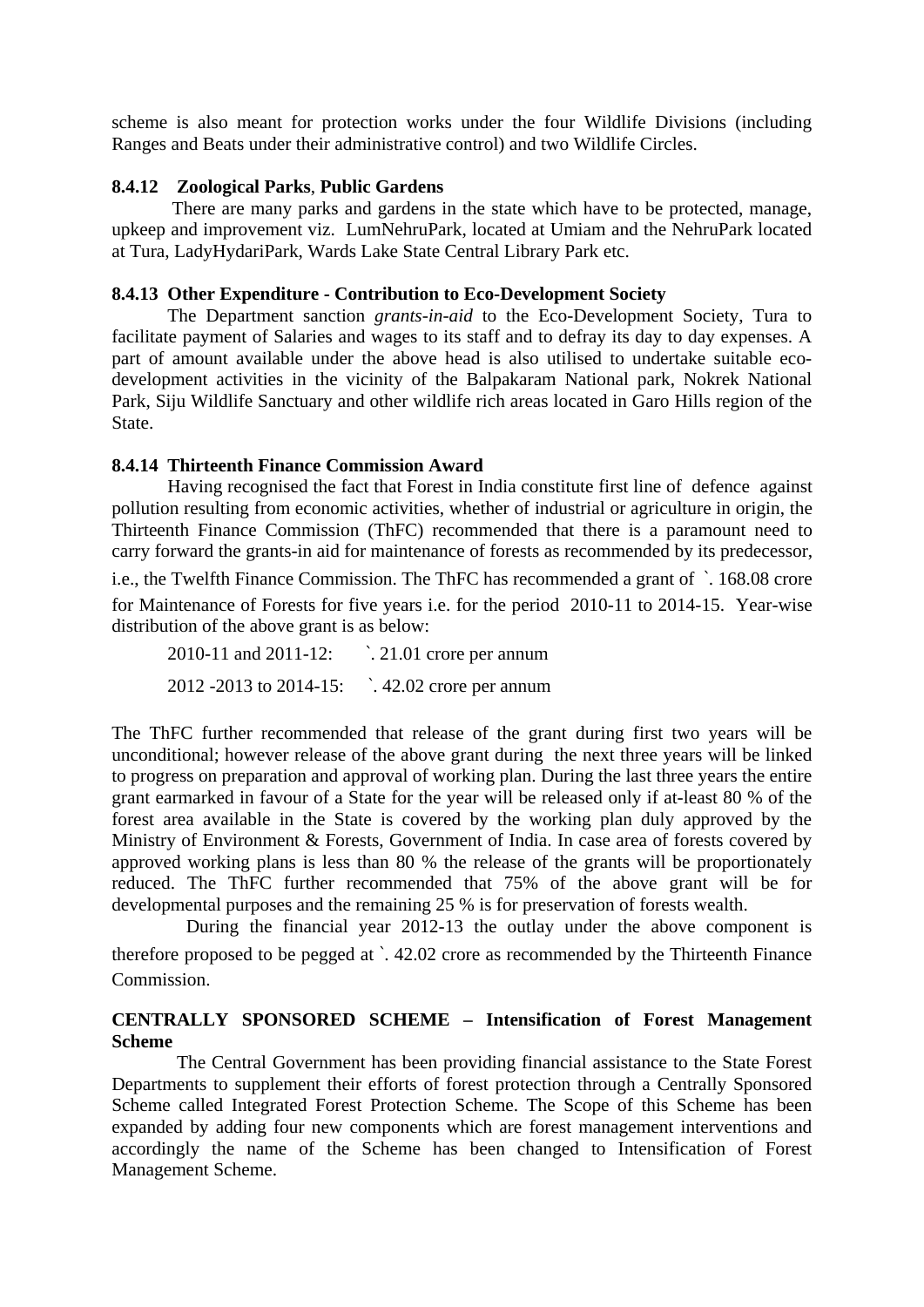scheme is also meant for protection works under the four Wildlife Divisions (including Ranges and Beats under their administrative control) and two Wildlife Circles.

### 8.4.12 Zoological Parks, Public Gardens

There are many parks and gardens in the state which have to be protected, manage, upkeep and improvement viz. LumNehruPark, located at Umiam and the NehruPark located at Tura, LadyHydariPark, Wards Lake State Central Library Park etc.

### 8.4.13 Other Expenditure - Contribution to Eco-Development Society

The Department sanction *grants-in-aid* to the Eco-Development Society, Tura to facilitate payment of Salaries and wages to its staff and to defray its day to day expenses. A part of amount available under the above head is also utilised to undertake suitable eco-development activities in the vicinity of the Balpakaram National park, Nokrek National Park, Siju Wildlife Sanctuary and other wildlife rich areas located in Garo Hills region of the State.

### 8.4.14 Thirteenth Finance Commission Award

Having recognised the fact that Forest in India constitute first line of defence against pollution resulting from economic activities, whether of industrial or agriculture in origin, the Thirteenth Finance Commission (ThFC) recommended that there is a paramount need to carry forward the grants-in aid for maintenance of forests as recommended by its predecessor, i.e., the Twelfth Finance Commission. The ThFC has recommended a grant of `. 168.08 crore for Maintenance of Forests for five years i.e. for the period 2010-11 to 2014-15. Year-wise distribution of the above grant is as below:

2010-11 and 2011-12: `. 21.01 crore per annum

2012 -2013 to 2014-15: `. 42.02 crore per annum

The ThFC further recommended that release of the grant during first two years will be unconditional; however release of the above grant during the next three years will be linked to progress on preparation and approval of working plan. During the last three years the entire grant earmarked in favour of a State for the year will be released only if at-least 80 % of the forest area available in the State is covered by the working plan duly approved by the Ministry of Environment & Forests, Government of India. In case area of forests covered by approved working plans is less than 80 % the release of the grants will be proportionately reduced. The ThFC further recommended that 75% of the above grant will be for developmental purposes and the remaining 25 % is for preservation of forests wealth.

During the financial year 2012-13 the outlay under the above component is therefore proposed to be pegged at `. 42.02 crore as recommended by the Thirteenth Finance Commission.

### CENTRALLY SPONSORED SCHEME – Intensification of Forest Management Scheme

The Central Government has been providing financial assistance to the State Forest Departments to supplement their efforts of forest protection through a Centrally Sponsored Scheme called Integrated Forest Protection Scheme. The Scope of this Scheme has been expanded by adding four new components which are forest management interventions and accordingly the name of the Scheme has been changed to Intensification of Forest Management Scheme.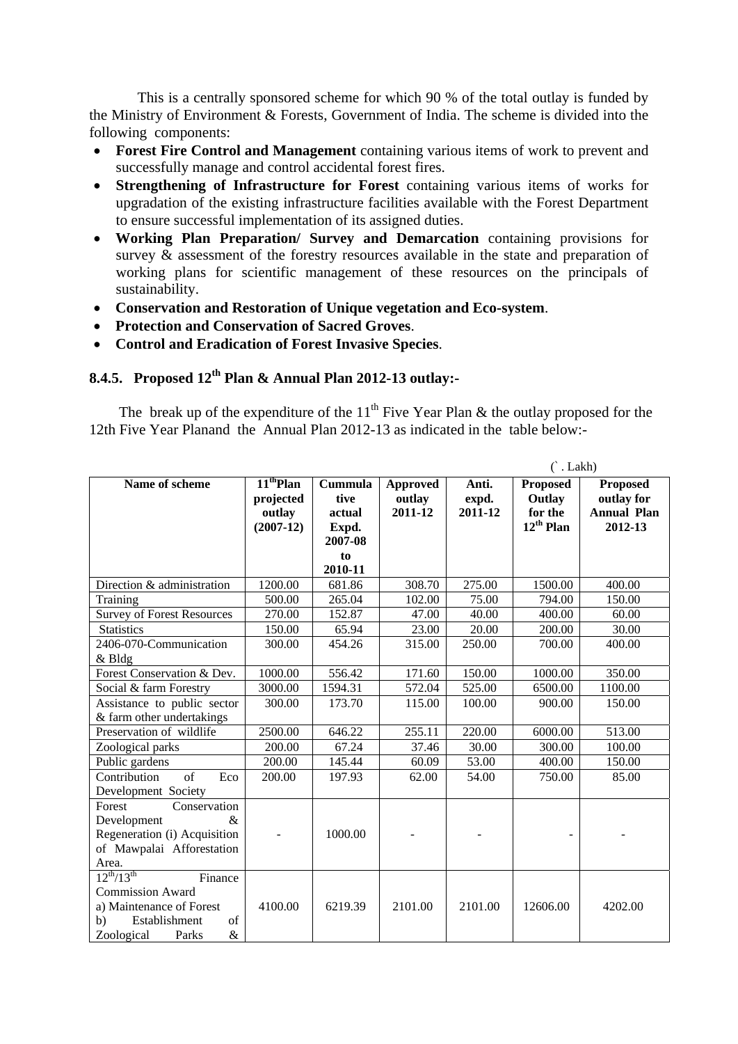This is a centrally sponsored scheme for which 90 % of the total outlay is funded by the Ministry of Environment & Forests, Government of India. The scheme is divided into the following components:

- **Forest Fire Control and Management** containing various items of work to prevent and successfully manage and control accidental forest fires.
- **Strengthening of Infrastructure for Forest** containing various items of works for upgradation of the existing infrastructure facilities available with the Forest Department to ensure successful implementation of its assigned duties.
- **Working Plan Preparation/ Survey and Demarcation** containing provisions for survey & assessment of the forestry resources available in the state and preparation of working plans for scientific management of these resources on the principals of sustainability.
- **Conservation and Restoration of Unique vegetation and Eco-system**.
- **Protection and Conservation of Sacred Groves**.
- **Control and Eradication of Forest Invasive Species**.

## 8.4.5. Proposed 12th Plan & Annual Plan 2012-13 outlay:-

The break up of the expenditure of the 11th Five Year Plan & the outlay proposed for the 12th Five Year Planand the Annual Plan 2012-13 as indicated in the table below:-

(` . Lakh)

| Name of scheme | 11thPlan projected outlay (2007-12) | Cummula tive actual Expd. 2007-08 to 2010-11 | Approved outlay 2011-12 | Anti. expd. 2011-12 | Proposed Outlay for the 12th Plan | Proposed outlay for Annual Plan 2012-13 |
|---|---|---|---|---|---|---|
| Direction & administration | 1200.00 | 681.86 | 308.70 | 275.00 | 1500.00 | 400.00 |
| Training | 500.00 | 265.04 | 102.00 | 75.00 | 794.00 | 150.00 |
| Survey of Forest Resources | 270.00 | 152.87 | 47.00 | 40.00 | 400.00 | 60.00 |
| Statistics | 150.00 | 65.94 | 23.00 | 20.00 | 200.00 | 30.00 |
| 2406-070-Communication & Bldg | 300.00 | 454.26 | 315.00 | 250.00 | 700.00 | 400.00 |
| Forest Conservation & Dev. | 1000.00 | 556.42 | 171.60 | 150.00 | 1000.00 | 350.00 |
| Social & farm Forestry | 3000.00 | 1594.31 | 572.04 | 525.00 | 6500.00 | 1100.00 |
| Assistance to public sector & farm other undertakings | 300.00 | 173.70 | 115.00 | 100.00 | 900.00 | 150.00 |
| Preservation of wildlife | 2500.00 | 646.22 | 255.11 | 220.00 | 6000.00 | 513.00 |
| Zoological parks | 200.00 | 67.24 | 37.46 | 30.00 | 300.00 | 100.00 |
| Public gardens | 200.00 | 145.44 | 60.09 | 53.00 | 400.00 | 150.00 |
| Contribution of Eco Development Society | 200.00 | 197.93 | 62.00 | 54.00 | 750.00 | 85.00 |
| Forest Conservation Development & Regeneration (i) Acquisition of Mawpalai Afforestation Area. | - | 1000.00 | - | - | - | - |
| 12th/13th Finance Commission Award a) Maintenance of Forest b) Establishment of Zoological Parks & | 4100.00 | 6219.39 | 2101.00 | 2101.00 | 12606.00 | 4202.00 |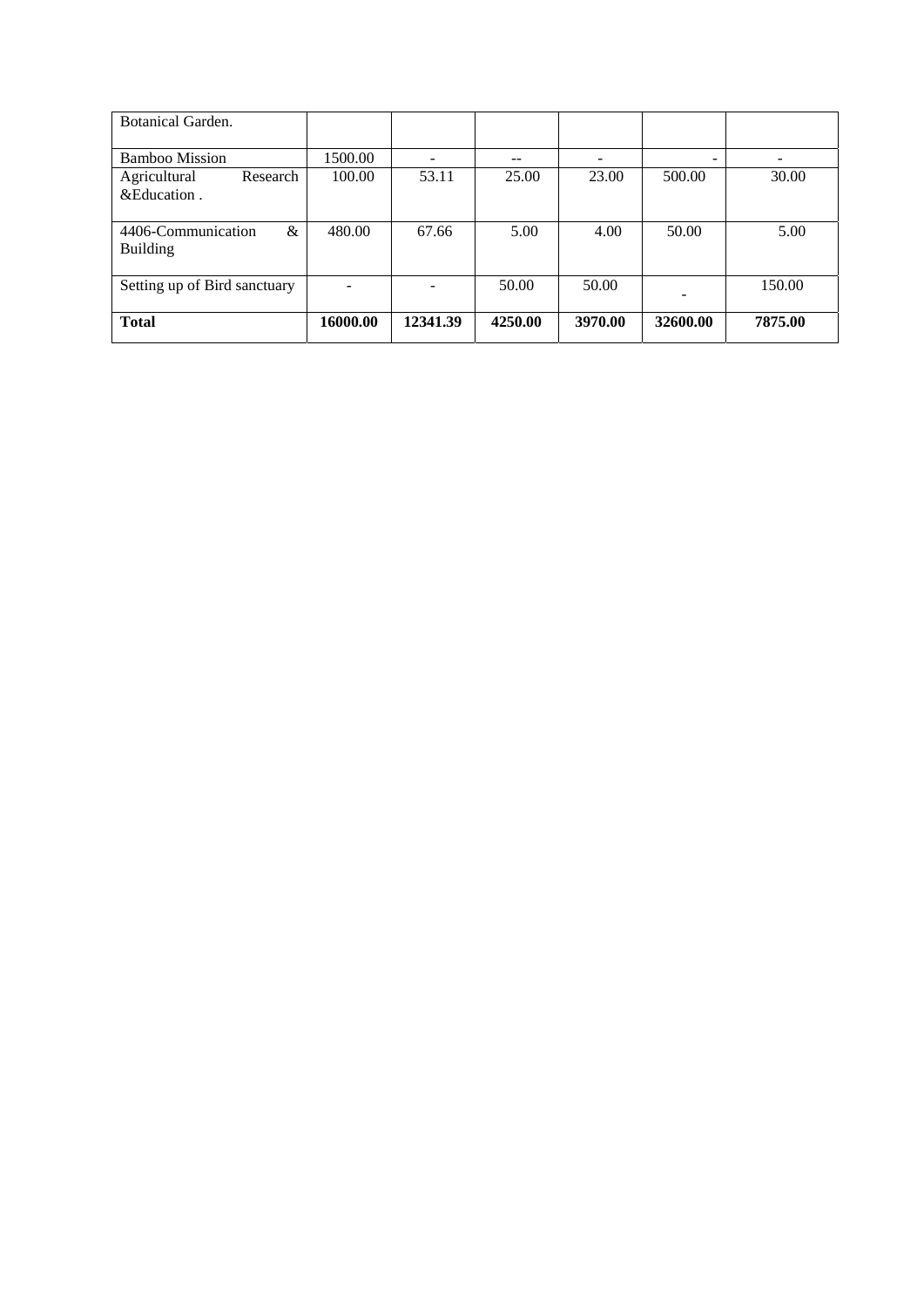| | | | | | | |
|---|---|---|---|---|---|---|
| Botanical Garden. | | | | | | |
| Bamboo Mission | 1500.00 | - | -- | - | - | - |
| Agricultural Research &Education . | 100.00 | 53.11 | 25.00 | 23.00 | 500.00 | 30.00 |
| 4406-Communication & Building | 480.00 | 67.66 | 5.00 | 4.00 | 50.00 | 5.00 |
| Setting up of Bird sanctuary | - | - | 50.00 | 50.00 | - | 150.00 |
| **Total** | **16000.00** | **12341.39** | **4250.00** | **3970.00** | **32600.00** | **7875.00** |